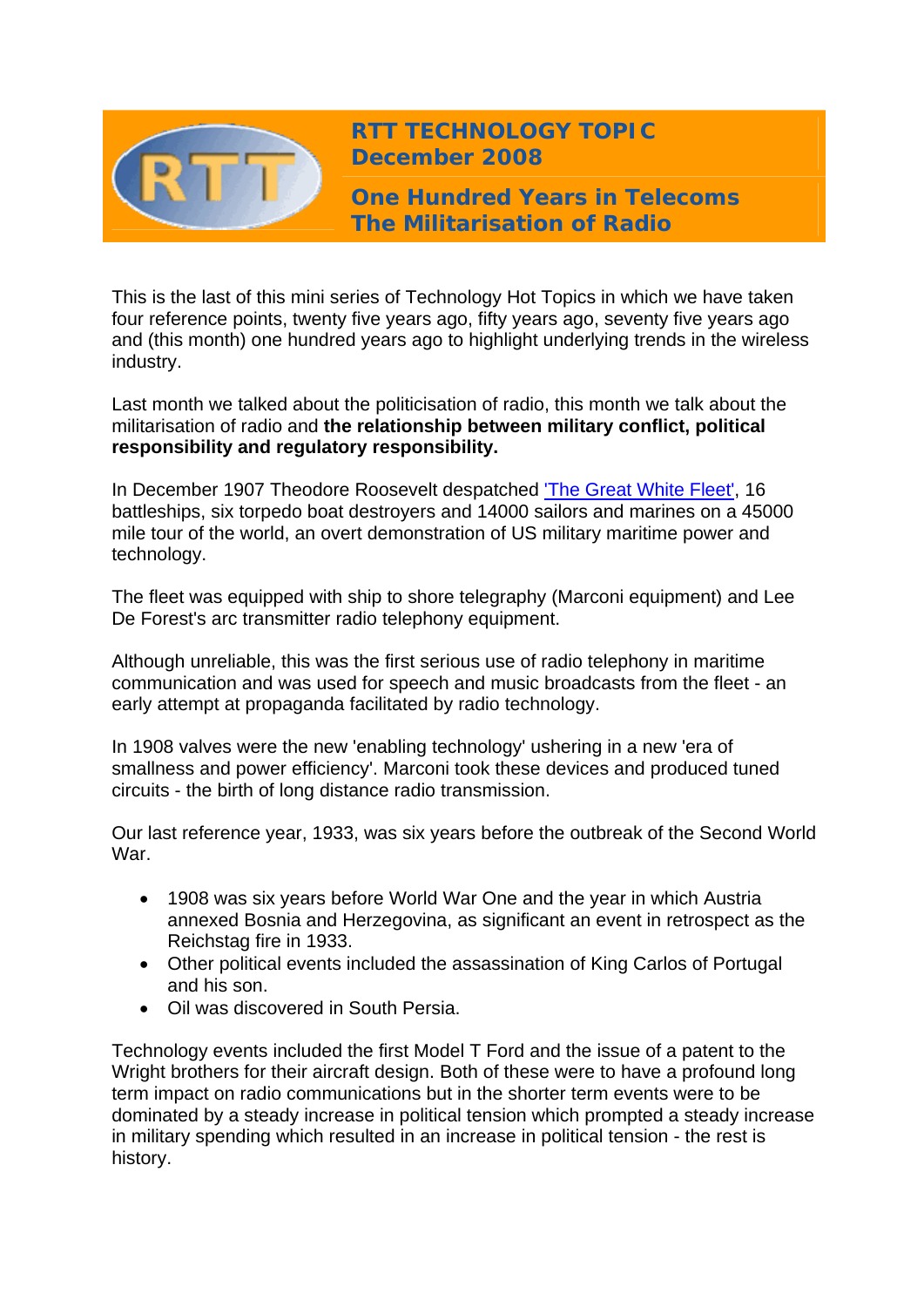# RTT TECHNOLOGY TOPIC
## December 2008

## One Hundred Years in Telecoms
## The Militarisation of Radio

This is the last of this mini series of Technology Hot Topics in which we have taken four reference points, twenty five years ago, fifty years ago, seventy five years ago and (this month) one hundred years ago to highlight underlying trends in the wireless industry.

Last month we talked about the politicisation of radio, this month we talk about the militarisation of radio and **the relationship between military conflict, political responsibility and regulatory responsibility.**

In December 1907 Theodore Roosevelt despatched 'The Great White Fleet', 16 battleships, six torpedo boat destroyers and 14000 sailors and marines on a 45000 mile tour of the world, an overt demonstration of US military maritime power and technology.

The fleet was equipped with ship to shore telegraphy (Marconi equipment) and Lee De Forest's arc transmitter radio telephony equipment.

Although unreliable, this was the first serious use of radio telephony in maritime communication and was used for speech and music broadcasts from the fleet - an early attempt at propaganda facilitated by radio technology.

In 1908 valves were the new 'enabling technology' ushering in a new 'era of smallness and power efficiency'. Marconi took these devices and produced tuned circuits - the birth of long distance radio transmission.

Our last reference year, 1933, was six years before the outbreak of the Second World War.

- 1908 was six years before World War One and the year in which Austria annexed Bosnia and Herzegovina, as significant an event in retrospect as the Reichstag fire in 1933.
- Other political events included the assassination of King Carlos of Portugal and his son.
- Oil was discovered in South Persia.

Technology events included the first Model T Ford and the issue of a patent to the Wright brothers for their aircraft design. Both of these were to have a profound long term impact on radio communications but in the shorter term events were to be dominated by a steady increase in political tension which prompted a steady increase in military spending which resulted in an increase in political tension - the rest is history.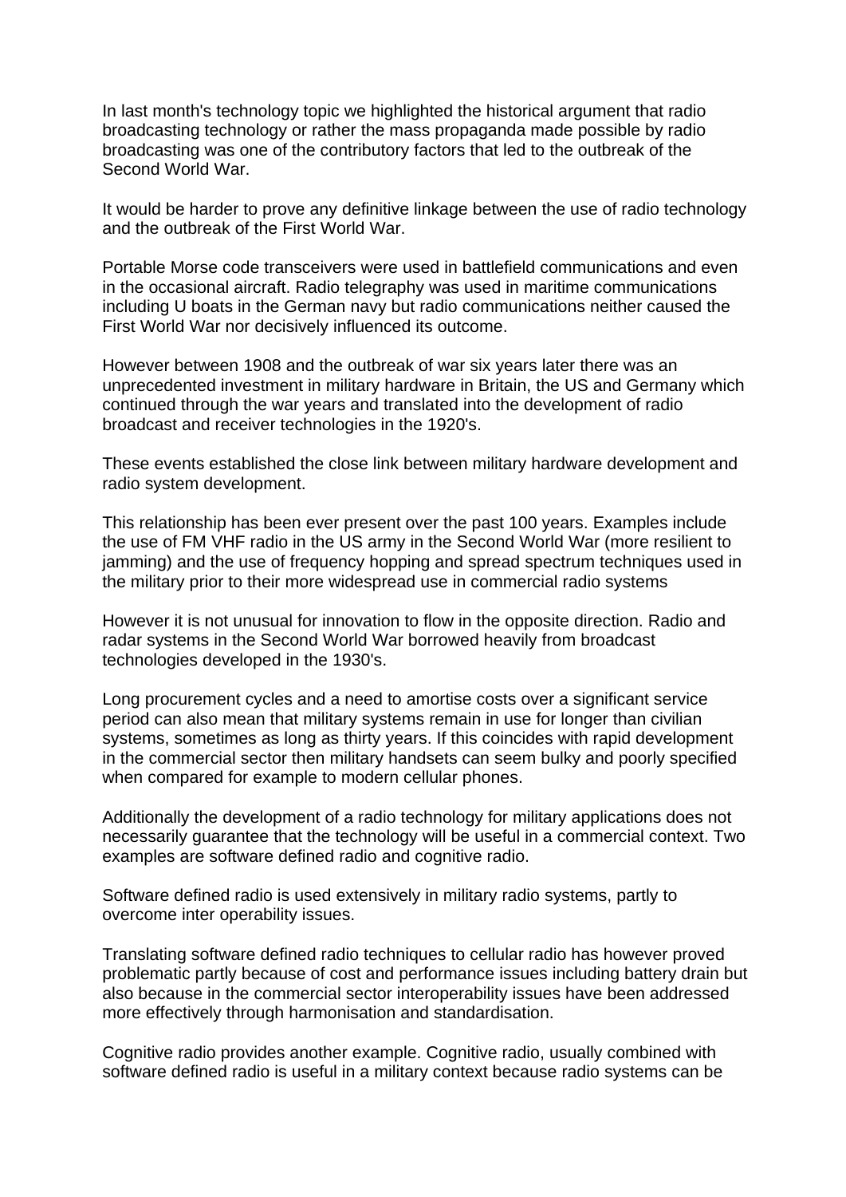In last month's technology topic we highlighted the historical argument that radio broadcasting technology or rather the mass propaganda made possible by radio broadcasting was one of the contributory factors that led to the outbreak of the Second World War.

It would be harder to prove any definitive linkage between the use of radio technology and the outbreak of the First World War.

Portable Morse code transceivers were used in battlefield communications and even in the occasional aircraft. Radio telegraphy was used in maritime communications including U boats in the German navy but radio communications neither caused the First World War nor decisively influenced its outcome.

However between 1908 and the outbreak of war six years later there was an unprecedented investment in military hardware in Britain, the US and Germany which continued through the war years and translated into the development of radio broadcast and receiver technologies in the 1920's.

These events established the close link between military hardware development and radio system development.

This relationship has been ever present over the past 100 years. Examples include the use of FM VHF radio in the US army in the Second World War (more resilient to jamming) and the use of frequency hopping and spread spectrum techniques used in the military prior to their more widespread use in commercial radio systems

However it is not unusual for innovation to flow in the opposite direction. Radio and radar systems in the Second World War borrowed heavily from broadcast technologies developed in the 1930's.

Long procurement cycles and a need to amortise costs over a significant service period can also mean that military systems remain in use for longer than civilian systems, sometimes as long as thirty years. If this coincides with rapid development in the commercial sector then military handsets can seem bulky and poorly specified when compared for example to modern cellular phones.

Additionally the development of a radio technology for military applications does not necessarily guarantee that the technology will be useful in a commercial context. Two examples are software defined radio and cognitive radio.

Software defined radio is used extensively in military radio systems, partly to overcome inter operability issues.

Translating software defined radio techniques to cellular radio has however proved problematic partly because of cost and performance issues including battery drain but also because in the commercial sector interoperability issues have been addressed more effectively through harmonisation and standardisation.

Cognitive radio provides another example. Cognitive radio, usually combined with software defined radio is useful in a military context because radio systems can be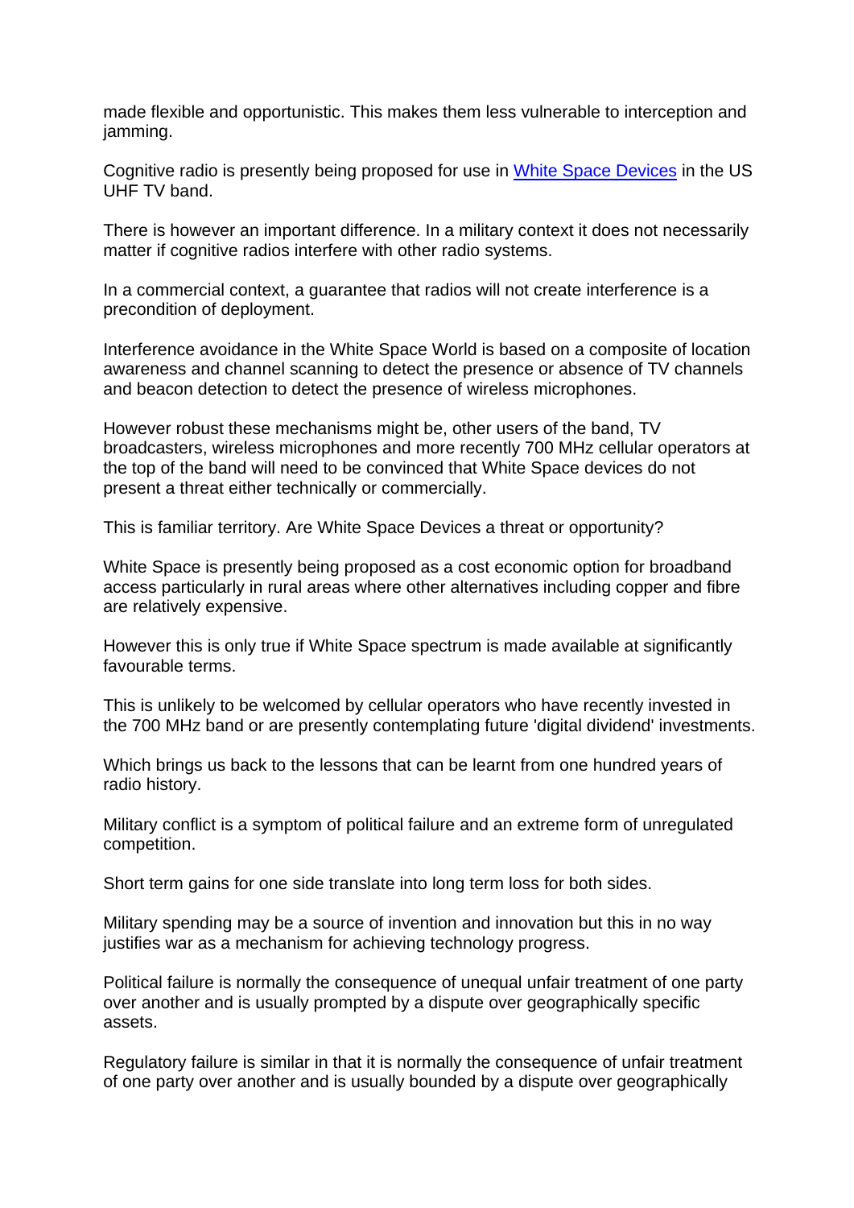made flexible and opportunistic. This makes them less vulnerable to interception and jamming.

Cognitive radio is presently being proposed for use in White Space Devices in the US UHF TV band.

There is however an important difference. In a military context it does not necessarily matter if cognitive radios interfere with other radio systems.

In a commercial context, a guarantee that radios will not create interference is a precondition of deployment.

Interference avoidance in the White Space World is based on a composite of location awareness and channel scanning to detect the presence or absence of TV channels and beacon detection to detect the presence of wireless microphones.

However robust these mechanisms might be, other users of the band, TV broadcasters, wireless microphones and more recently 700 MHz cellular operators at the top of the band will need to be convinced that White Space devices do not present a threat either technically or commercially.

This is familiar territory. Are White Space Devices a threat or opportunity?

White Space is presently being proposed as a cost economic option for broadband access particularly in rural areas where other alternatives including copper and fibre are relatively expensive.

However this is only true if White Space spectrum is made available at significantly favourable terms.

This is unlikely to be welcomed by cellular operators who have recently invested in the 700 MHz band or are presently contemplating future 'digital dividend' investments.

Which brings us back to the lessons that can be learnt from one hundred years of radio history.

Military conflict is a symptom of political failure and an extreme form of unregulated competition.

Short term gains for one side translate into long term loss for both sides.

Military spending may be a source of invention and innovation but this in no way justifies war as a mechanism for achieving technology progress.

Political failure is normally the consequence of unequal unfair treatment of one party over another and is usually prompted by a dispute over geographically specific assets.

Regulatory failure is similar in that it is normally the consequence of unfair treatment of one party over another and is usually bounded by a dispute over geographically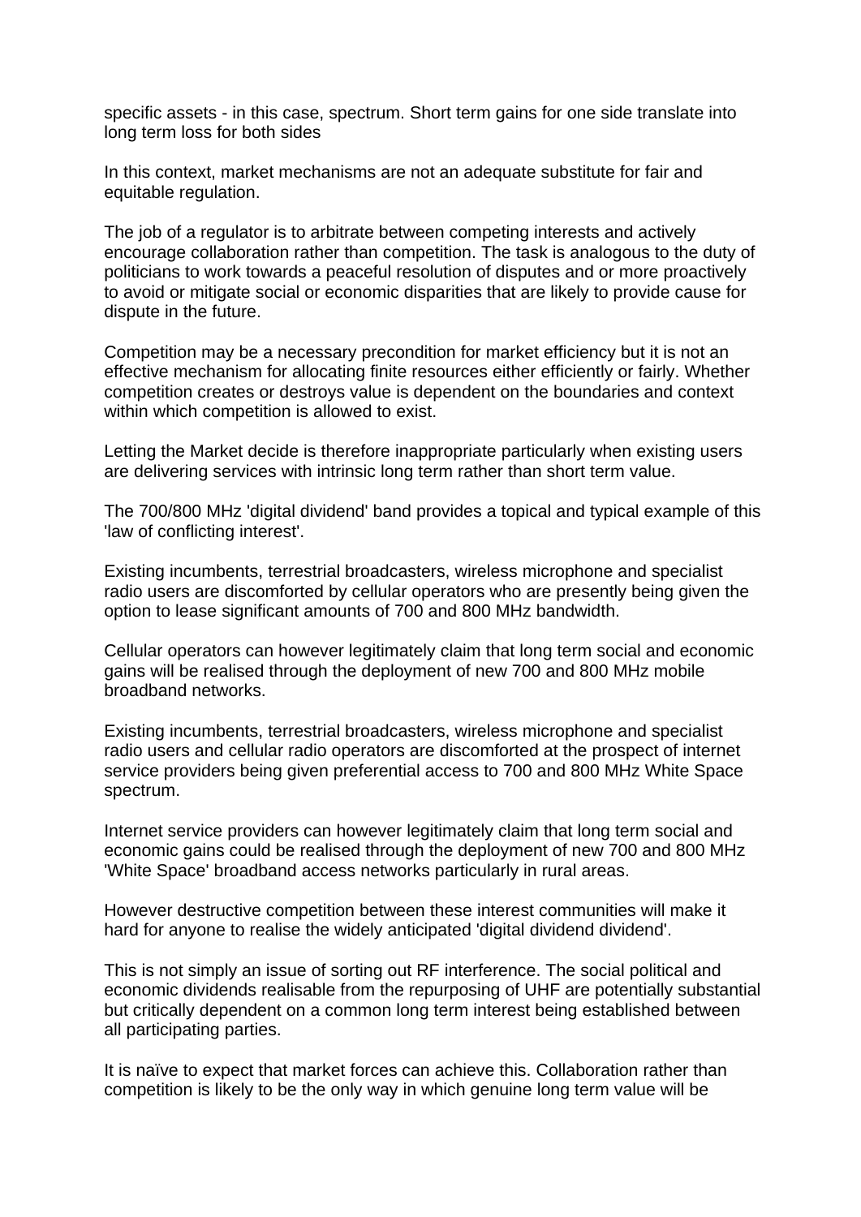specific assets - in this case, spectrum. Short term gains for one side translate into long term loss for both sides

In this context, market mechanisms are not an adequate substitute for fair and equitable regulation.

The job of a regulator is to arbitrate between competing interests and actively encourage collaboration rather than competition. The task is analogous to the duty of politicians to work towards a peaceful resolution of disputes and or more proactively to avoid or mitigate social or economic disparities that are likely to provide cause for dispute in the future.

Competition may be a necessary precondition for market efficiency but it is not an effective mechanism for allocating finite resources either efficiently or fairly. Whether competition creates or destroys value is dependent on the boundaries and context within which competition is allowed to exist.

Letting the Market decide is therefore inappropriate particularly when existing users are delivering services with intrinsic long term rather than short term value.

The 700/800 MHz 'digital dividend' band provides a topical and typical example of this 'law of conflicting interest'.

Existing incumbents, terrestrial broadcasters, wireless microphone and specialist radio users are discomforted by cellular operators who are presently being given the option to lease significant amounts of 700 and 800 MHz bandwidth.

Cellular operators can however legitimately claim that long term social and economic gains will be realised through the deployment of new 700 and 800 MHz mobile broadband networks.

Existing incumbents, terrestrial broadcasters, wireless microphone and specialist radio users and cellular radio operators are discomforted at the prospect of internet service providers being given preferential access to 700 and 800 MHz White Space spectrum.

Internet service providers can however legitimately claim that long term social and economic gains could be realised through the deployment of new 700 and 800 MHz 'White Space' broadband access networks particularly in rural areas.

However destructive competition between these interest communities will make it hard for anyone to realise the widely anticipated 'digital dividend dividend'.

This is not simply an issue of sorting out RF interference. The social political and economic dividends realisable from the repurposing of UHF are potentially substantial but critically dependent on a common long term interest being established between all participating parties.

It is naïve to expect that market forces can achieve this. Collaboration rather than competition is likely to be the only way in which genuine long term value will be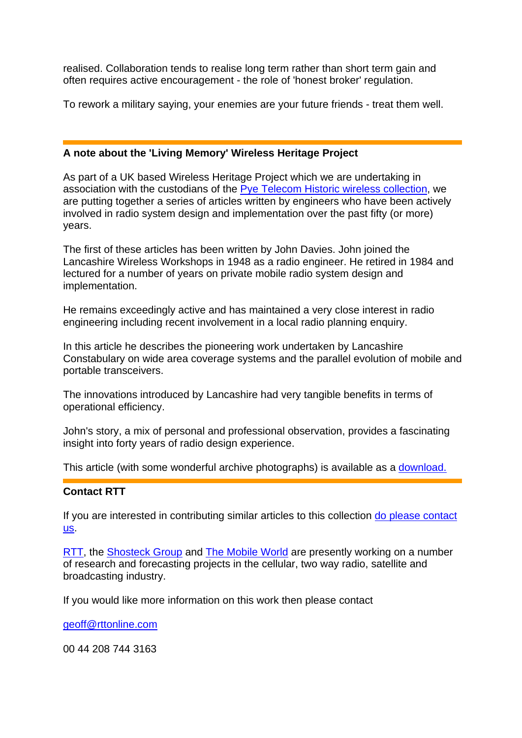realised. Collaboration tends to realise long term rather than short term gain and often requires active encouragement - the role of 'honest broker' regulation.

To rework a military saying, your enemies are your future friends - treat them well.

---

**A note about the 'Living Memory' Wireless Heritage Project**

As part of a UK based Wireless Heritage Project which we are undertaking in association with the custodians of the Pye Telecom Historic wireless collection, we are putting together a series of articles written by engineers who have been actively involved in radio system design and implementation over the past fifty (or more) years.

The first of these articles has been written by John Davies. John joined the Lancashire Wireless Workshops in 1948 as a radio engineer. He retired in 1984 and lectured for a number of years on private mobile radio system design and implementation.

He remains exceedingly active and has maintained a very close interest in radio engineering including recent involvement in a local radio planning enquiry.

In this article he describes the pioneering work undertaken by Lancashire Constabulary on wide area coverage systems and the parallel evolution of mobile and portable transceivers.

The innovations introduced by Lancashire had very tangible benefits in terms of operational efficiency.

John's story, a mix of personal and professional observation, provides a fascinating insight into forty years of radio design experience.

This article (with some wonderful archive photographs) is available as a download.

---

**Contact RTT**

If you are interested in contributing similar articles to this collection do please contact us.

RTT, the Shosteck Group and The Mobile World are presently working on a number of research and forecasting projects in the cellular, two way radio, satellite and broadcasting industry.

If you would like more information on this work then please contact

geoff@rttonline.com

00 44 208 744 3163